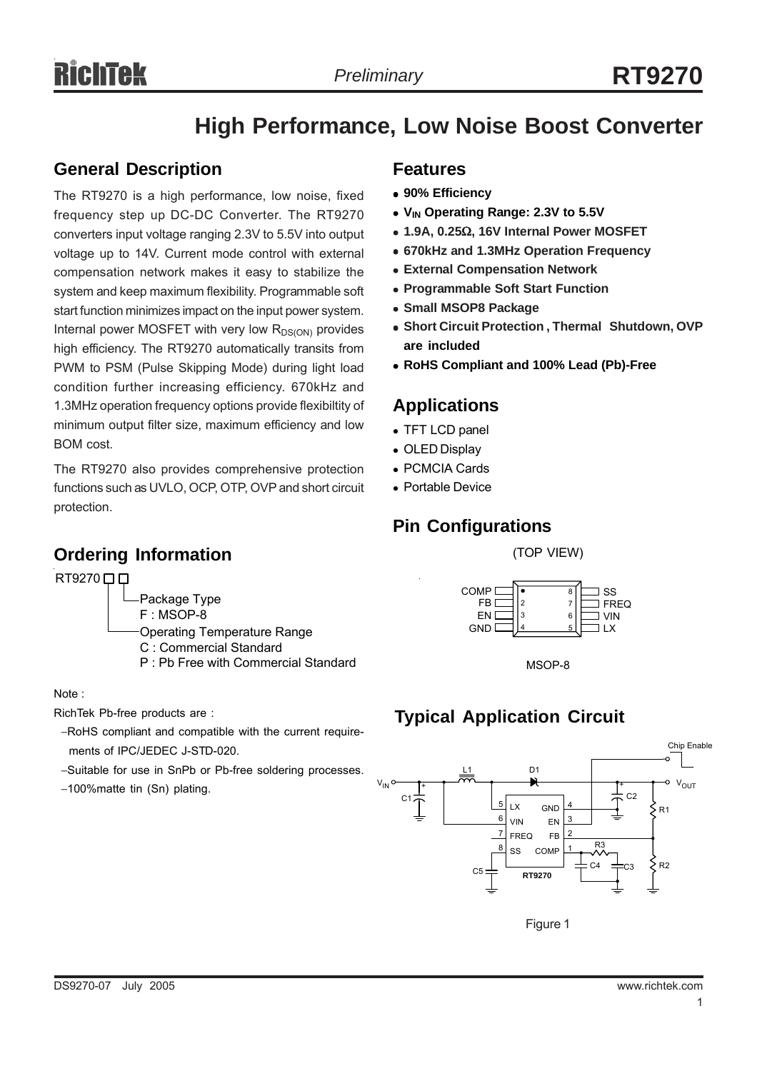# High Performance, Low Noise Boost Converter

## General Description

The RT9270 is a high performance, low noise, fixed frequency step up DC-DC Converter. The RT9270 converters input voltage ranging 2.3V to 5.5V into output voltage up to 14V. Current mode control with external compensation network makes it easy to stabilize the system and keep maximum flexibility. Programmable soft start function minimizes impact on the input power system. Internal power MOSFET with very low $R_{DS(ON)}$ provides high efficiency. The RT9270 automatically transits from PWM to PSM (Pulse Skipping Mode) during light load condition further increasing efficiency. 670kHz and 1.3MHz operation frequency options provide flexibiltity of minimum output filter size, maximum efficiency and low BOM cost.

The RT9270 also provides comprehensive protection functions such as UVLO, OCP, OTP, OVP and short circuit protection.

## Ordering Information

RT9270 □□

- Package Type
  - F : MSOP-8
- Operating Temperature Range
  - C : Commercial Standard
  - P : Pb Free with Commercial Standard

Note :

RichTek Pb-free products are :

- RoHS compliant and compatible with the current requirements of IPC/JEDEC J-STD-020.
- Suitable for use in SnPb or Pb-free soldering processes.
- 100%matte tin (Sn) plating.

## Features

- **90% Efficiency**
- **$V_{IN}$ Operating Range: 2.3V to 5.5V**
- **1.9A, 0.25Ω, 16V Internal Power MOSFET**
- **670kHz and 1.3MHz Operation Frequency**
- **External Compensation Network**
- **Programmable Soft Start Function**
- **Small MSOP8 Package**
- **Short Circuit Protection , Thermal Shutdown, OVP are included**
- **RoHS Compliant and 100% Lead (Pb)-Free**

## Applications

- TFT LCD panel
- OLED Display
- PCMCIA Cards
- Portable Device

## Pin Configurations

(TOP VIEW)

| Pin | Name | Pin | Name |
|---|---|---|---|
| 1 | COMP | 8 | SS |
| 2 | FB | 7 | FREQ |
| 3 | EN | 6 | VIN |
| 4 | GND | 5 | LX |

MSOP-8

## Typical Application Circuit

Figure 1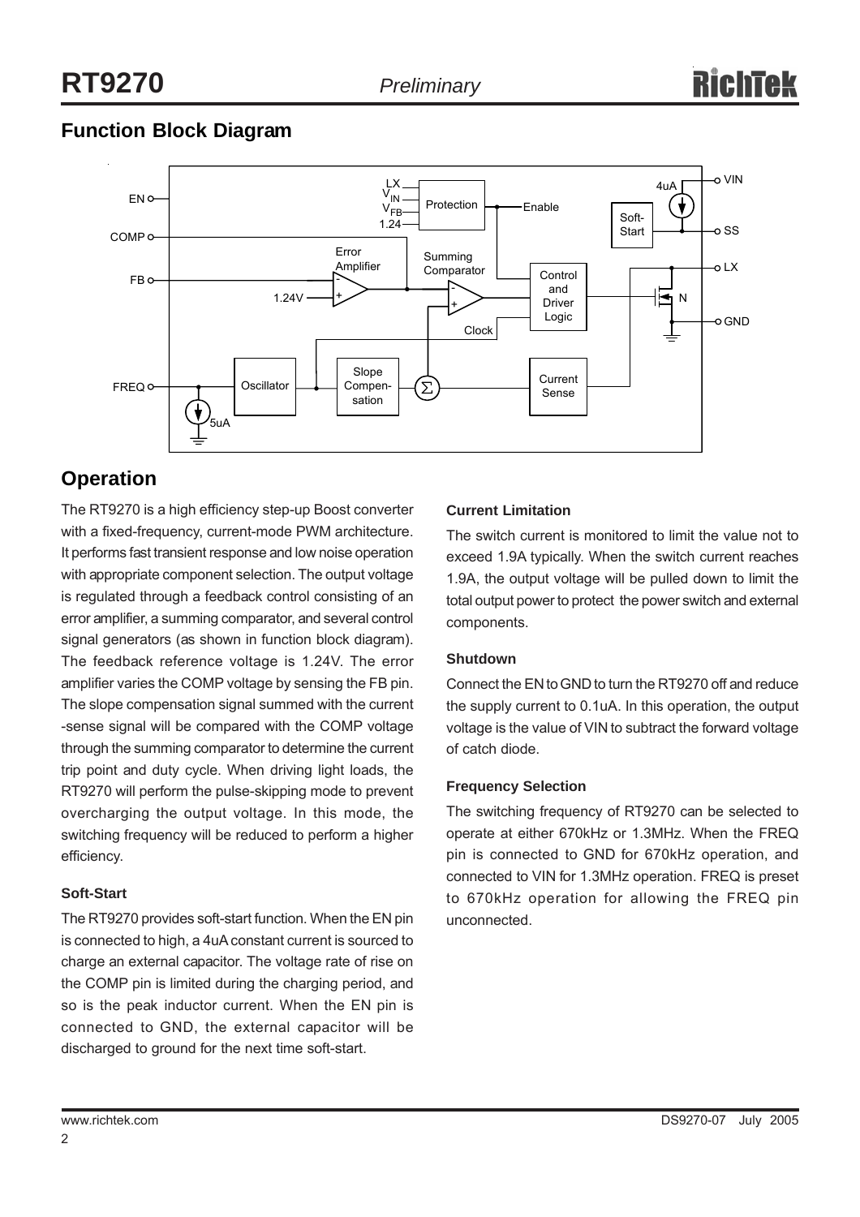## Function Block Diagram

## Operation

The RT9270 is a high efficiency step-up Boost converter with a fixed-frequency, current-mode PWM architecture. It performs fast transient response and low noise operation with appropriate component selection. The output voltage is regulated through a feedback control consisting of an error amplifier, a summing comparator, and several control signal generators (as shown in function block diagram). The feedback reference voltage is 1.24V. The error amplifier varies the COMP voltage by sensing the FB pin. The slope compensation signal summed with the current -sense signal will be compared with the COMP voltage through the summing comparator to determine the current trip point and duty cycle. When driving light loads, the RT9270 will perform the pulse-skipping mode to prevent overcharging the output voltage. In this mode, the switching frequency will be reduced to perform a higher efficiency.

#### Soft-Start

The RT9270 provides soft-start function. When the EN pin is connected to high, a 4uA constant current is sourced to charge an external capacitor. The voltage rate of rise on the COMP pin is limited during the charging period, and so is the peak inductor current. When the EN pin is connected to GND, the external capacitor will be discharged to ground for the next time soft-start.

#### Current Limitation

The switch current is monitored to limit the value not to exceed 1.9A typically. When the switch current reaches 1.9A, the output voltage will be pulled down to limit the total output power to protect the power switch and external components.

#### Shutdown

Connect the EN to GND to turn the RT9270 off and reduce the supply current to 0.1uA. In this operation, the output voltage is the value of VIN to subtract the forward voltage of catch diode.

#### Frequency Selection

The switching frequency of RT9270 can be selected to operate at either 670kHz or 1.3MHz. When the FREQ pin is connected to GND for 670kHz operation, and connected to VIN for 1.3MHz operation. FREQ is preset to 670kHz operation for allowing the FREQ pin unconnected.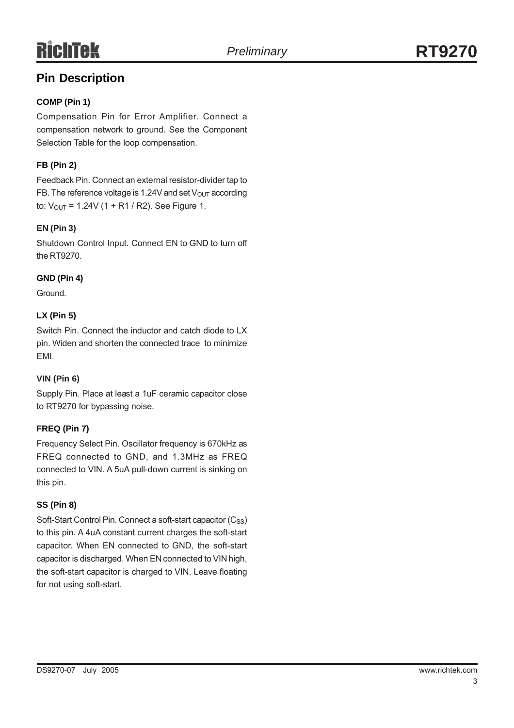## Pin Description

**COMP (Pin 1)**

Compensation Pin for Error Amplifier. Connect a compensation network to ground. See the Component Selection Table for the loop compensation.

**FB (Pin 2)**

Feedback Pin. Connect an external resistor-divider tap to FB. The reference voltage is 1.24V and set $V_{OUT}$ according to: $V_{OUT}$ = 1.24V (1 + R1 / R2). See Figure 1.

**EN (Pin 3)**

Shutdown Control Input. Connect EN to GND to turn off the RT9270.

**GND (Pin 4)**

Ground.

**LX (Pin 5)**

Switch Pin. Connect the inductor and catch diode to LX pin. Widen and shorten the connected trace to minimize EMI.

**VIN (Pin 6)**

Supply Pin. Place at least a 1uF ceramic capacitor close to RT9270 for bypassing noise.

**FREQ (Pin 7)**

Frequency Select Pin. Oscillator frequency is 670kHz as FREQ connected to GND, and 1.3MHz as FREQ connected to VIN. A 5uA pull-down current is sinking on this pin.

**SS (Pin 8)**

Soft-Start Control Pin. Connect a soft-start capacitor ($C_{SS}$) to this pin. A 4uA constant current charges the soft-start capacitor. When EN connected to GND, the soft-start capacitor is discharged. When EN connected to VIN high, the soft-start capacitor is charged to VIN. Leave floating for not using soft-start.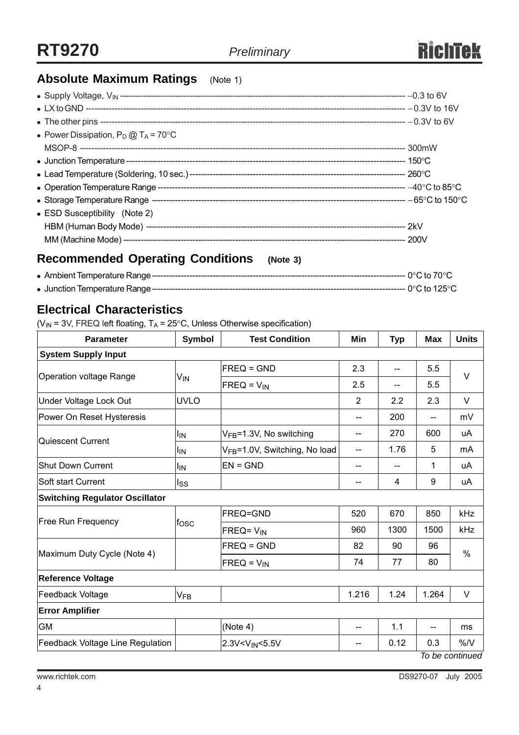## Absolute Maximum Ratings (Note 1)

- Supply Voltage, $V_{IN}$ ---------------------------------------- −0.3 to 6V
- LX to GND ---------------------------------------- −0.3V to 16V
- The other pins ---------------------------------------- −0.3V to 6V
- Power Dissipation, $P_D$ @ $T_A$ = 70°C
  MSOP-8 ---------------------------------------- 300mW
- Junction Temperature ---------------------------------------- 150°C
- Lead Temperature (Soldering, 10 sec.) ---------------------------------------- 260°C
- Operation Temperature Range ---------------------------------------- −40°C to 85°C
- Storage Temperature Range ---------------------------------------- −65°C to 150°C
- ESD Susceptibility (Note 2)
  HBM (Human Body Mode) ---------------------------------------- 2kV
  MM (Machine Mode) ---------------------------------------- 200V

## Recommended Operating Conditions (Note 3)

- Ambient Temperature Range ---------------------------------------- 0°C to 70°C
- Junction Temperature Range ---------------------------------------- 0°C to 125°C

## Electrical Characteristics

($V_{IN}$ = 3V, FREQ left floating, $T_A$ = 25°C, Unless Otherwise specification)

| Parameter | Symbol | Test Condition | Min | Typ | Max | Units |
|---|---|---|---|---|---|---|
| **System Supply Input** | | | | | | |
| Operation voltage Range | $V_{IN}$ | FREQ = GND | 2.3 | -- | 5.5 | V |
| | | FREQ = $V_{IN}$ | 2.5 | -- | 5.5 | |
| Under Voltage Lock Out | UVLO | | 2 | 2.2 | 2.3 | V |
| Power On Reset Hysteresis | | | -- | 200 | -- | mV |
| Quiescent Current | $I_{IN}$ | $V_{FB}$=1.3V, No switching | -- | 270 | 600 | uA |
| | $I_{IN}$ | $V_{FB}$=1.0V, Switching, No load | -- | 1.76 | 5 | mA |
| Shut Down Current | $I_{IN}$ | EN = GND | -- | -- | 1 | uA |
| Soft start Current | $I_{SS}$ | | -- | 4 | 9 | uA |
| **Switching Regulator Oscillator** | | | | | | |
| Free Run Frequency | $f_{OSC}$ | FREQ=GND | 520 | 670 | 850 | kHz |
| | | FREQ= $V_{IN}$ | 960 | 1300 | 1500 | kHz |
| Maximum Duty Cycle (Note 4) | | FREQ = GND | 82 | 90 | 96 | % |
| | | FREQ = $V_{IN}$ | 74 | 77 | 80 | |
| **Reference Voltage** | | | | | | |
| Feedback Voltage | $V_{FB}$ | | 1.216 | 1.24 | 1.264 | V |
| **Error Amplifier** | | | | | | |
| GM | | (Note 4) | -- | 1.1 | -- | ms |
| Feedback Voltage Line Regulation | | 2.3V<$V_{IN}$<5.5V | -- | 0.12 | 0.3 | %/V |

*To be continued*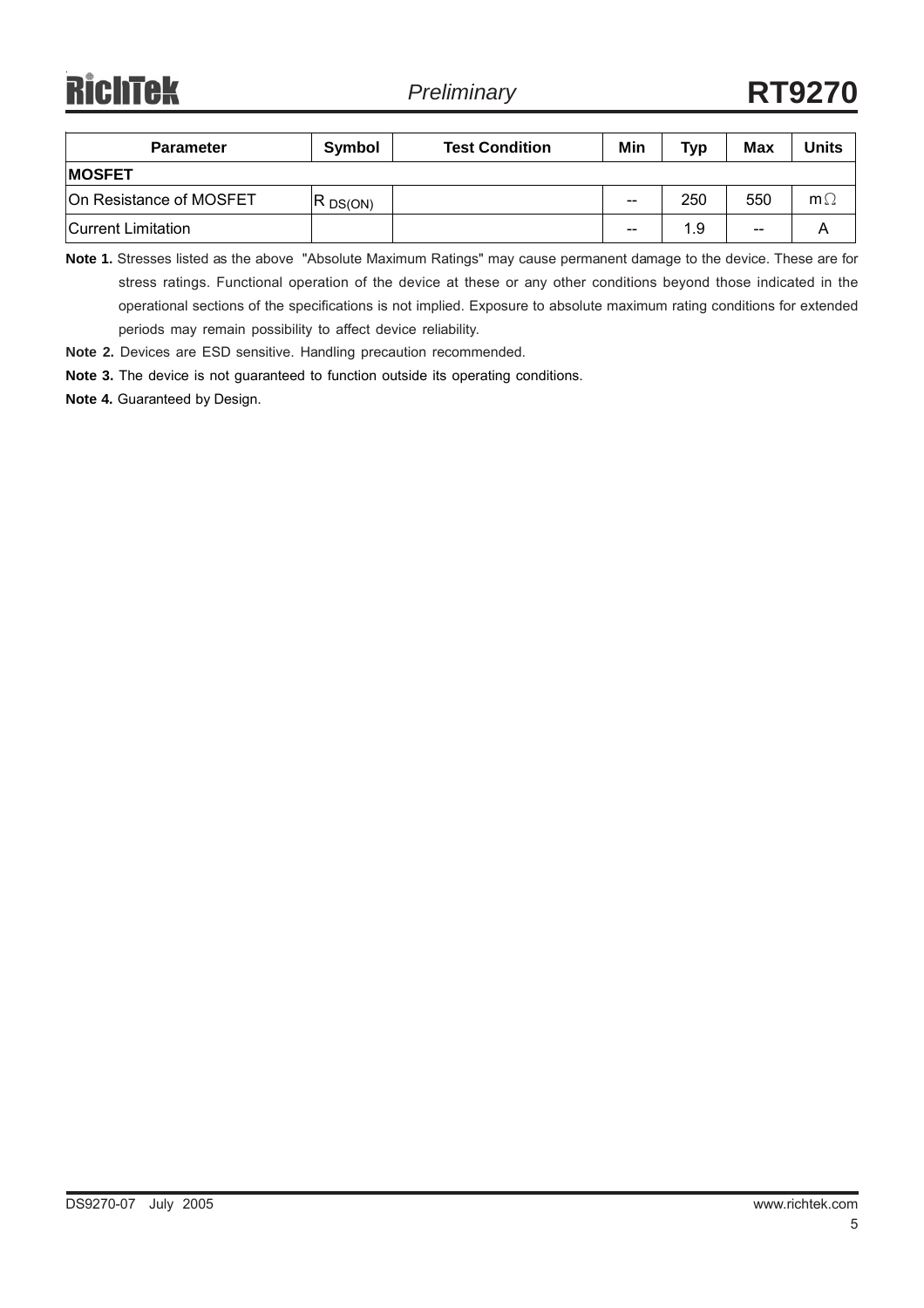| Parameter | Symbol | Test Condition | Min | Typ | Max | Units |
|---|---|---|---|---|---|---|
| **MOSFET** | | | | | | |
| On Resistance of MOSFET | $R_{DS(ON)}$ | | -- | 250 | 550 | mΩ |
| Current Limitation | | | -- | 1.9 | -- | A |

**Note 1.** Stresses listed as the above "Absolute Maximum Ratings" may cause permanent damage to the device. These are for stress ratings. Functional operation of the device at these or any other conditions beyond those indicated in the operational sections of the specifications is not implied. Exposure to absolute maximum rating conditions for extended periods may remain possibility to affect device reliability.

**Note 2.** Devices are ESD sensitive. Handling precaution recommended.

**Note 3.** The device is not guaranteed to function outside its operating conditions.

**Note 4.** Guaranteed by Design.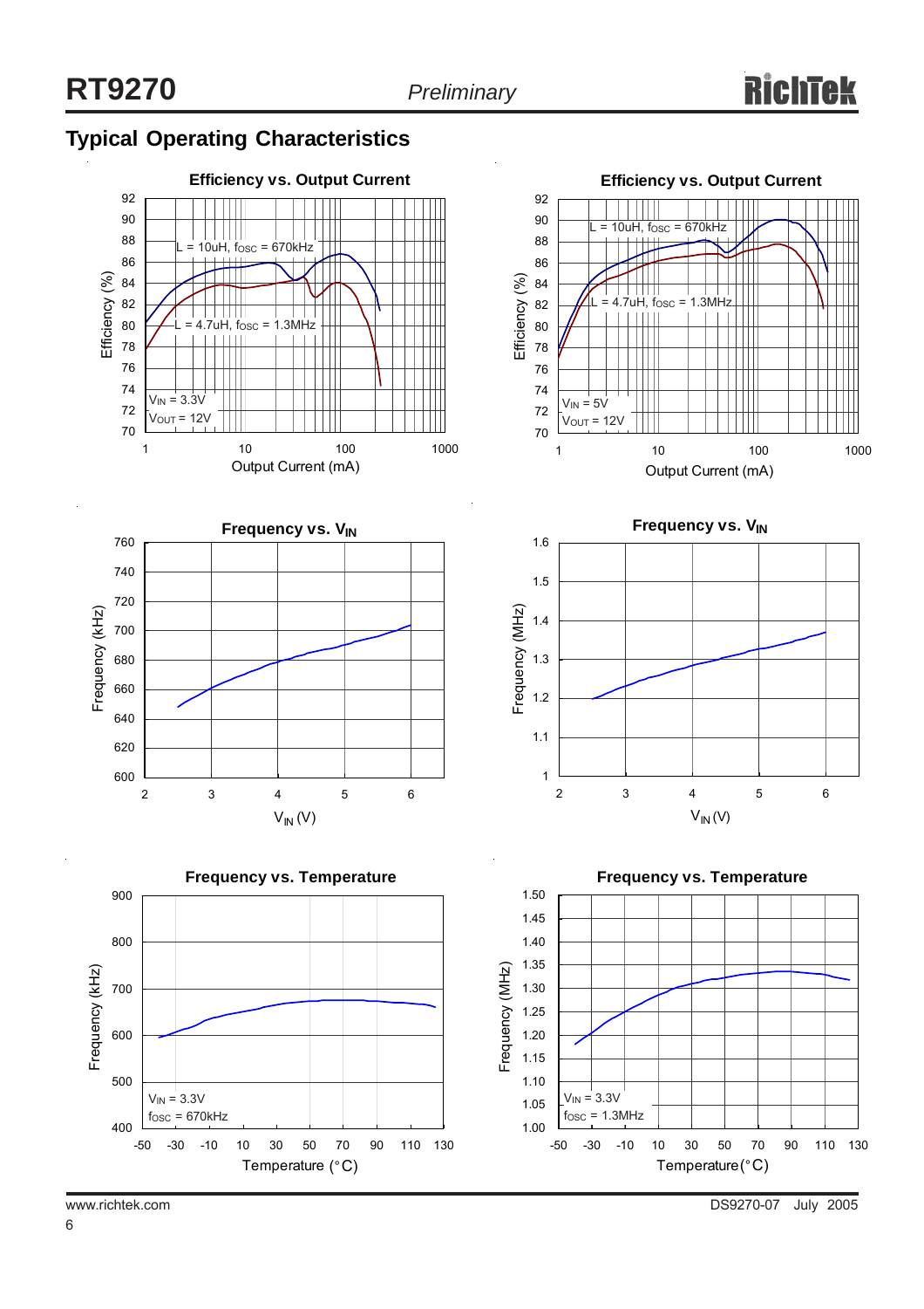## Typical Operating Characteristics

**Efficiency vs. Output Current**

L = 10uH, $f_{OSC}$ = 670kHz

L = 4.7uH, $f_{OSC}$ = 1.3MHz

$V_{IN}$ = 3.3V

$V_{OUT}$ = 12V

Efficiency (%)

Output Current (mA)

**Efficiency vs. Output Current**

L = 10uH, $f_{OSC}$ = 670kHz

L = 4.7uH, $f_{OSC}$ = 1.3MHz

$V_{IN}$ = 5V

$V_{OUT}$ = 12V

Efficiency (%)

Output Current (mA)

**Frequency vs. $V_{IN}$**

Frequency (kHz)

$V_{IN}$ (V)

**Frequency vs. $V_{IN}$**

Frequency (MHz)

$V_{IN}$ (V)

**Frequency vs. Temperature**

$V_{IN}$ = 3.3V

$f_{OSC}$ = 670kHz

Frequency (kHz)

Temperature (°C)

**Frequency vs. Temperature**

$V_{IN}$ = 3.3V

$f_{OSC}$ = 1.3MHz

Frequency (MHz)

Temperature (°C)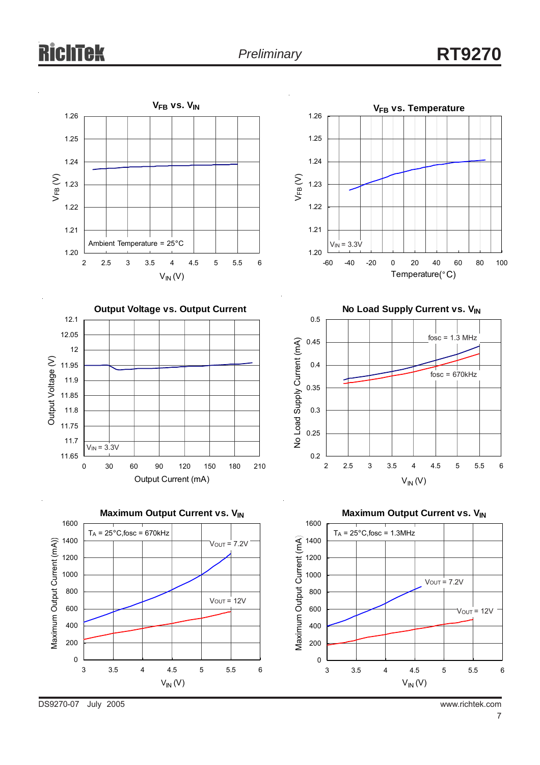## $V_{FB}$ vs. $V_{IN}$

$V_{FB}$ (V) — 1.20, 1.21, 1.22, 1.23, 1.24, 1.25, 1.26

$V_{IN}$ (V) — 2, 2.5, 3, 3.5, 4, 4.5, 5, 5.5, 6

Ambient Temperature = 25°C

## $V_{FB}$ vs. Temperature

$V_{FB}$ (V) — 1.20, 1.21, 1.22, 1.23, 1.24, 1.25, 1.26

Temperature(°C) — -60, -40, -20, 0, 20, 40, 60, 80, 100

$V_{IN}$ = 3.3V

## Output Voltage vs. Output Current

Output Voltage (V) — 11.65, 11.7, 11.75, 11.8, 11.85, 11.9, 11.95, 12, 12.05, 12.1

Output Current (mA) — 0, 30, 60, 90, 120, 150, 180, 210

$V_{IN}$ = 3.3V

## No Load Supply Current vs. $V_{IN}$

No Load Supply Current (mA) — 0.2, 0.25, 0.3, 0.35, 0.4, 0.45, 0.5

$V_{IN}$ (V) — 2, 2.5, 3, 3.5, 4, 4.5, 5, 5.5, 6

fosc = 1.3 MHz

fosc = 670kHz

## Maximum Output Current vs. $V_{IN}$

Maximum Output Current (mA)) — 0, 200, 400, 600, 800, 1000, 1200, 1400, 1600

$V_{IN}$ (V) — 3, 3.5, 4, 4.5, 5, 5.5, 6

$T_A$ = 25°C,fosc = 670kHz

$V_{OUT}$ = 7.2V

$V_{OUT}$ = 12V

## Maximum Output Current vs. $V_{IN}$

Maximum Output Current (mA) — 0, 200, 400, 600, 800, 1000, 1200, 1400, 1600

$V_{IN}$ (V) — 3, 3.5, 4, 4.5, 5, 5.5, 6

$T_A$ = 25°C,fosc = 1.3MHz

$V_{OUT}$ = 7.2V

$V_{OUT}$ = 12V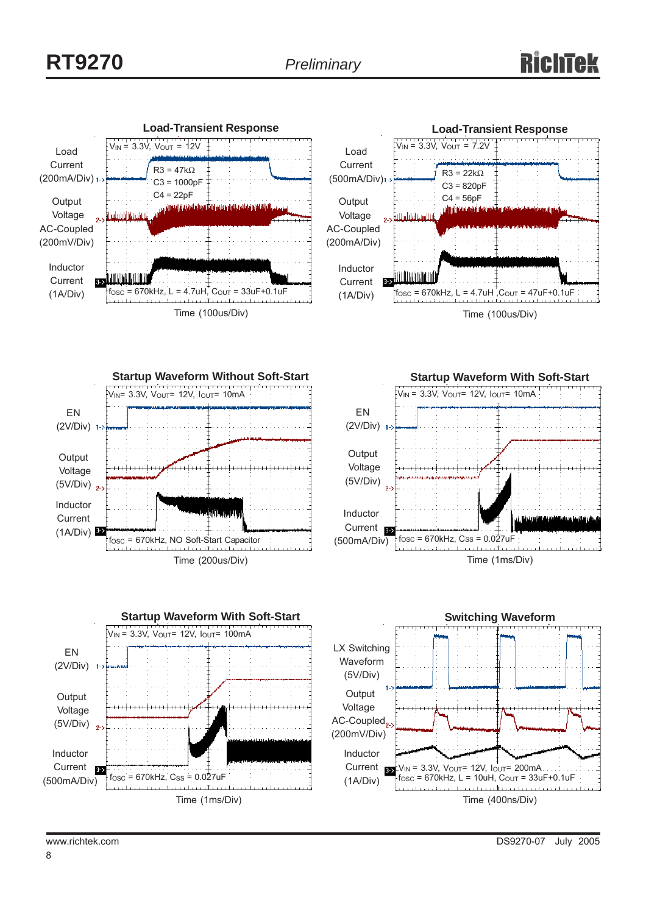### Load-Transient Response

Load Current (200mA/Div)

Output Voltage AC-Coupled (200mV/Div)

Inductor Current (1A/Div)

$V_{IN}$ = 3.3V, $V_{OUT}$ = 12V

R3 = 47kΩ
C3 = 1000pF
C4 = 22pF

$f_{OSC}$ = 670kHz, L = 4.7uH, $C_{OUT}$ = 33uF+0.1uF

Time (100us/Div)

### Load-Transient Response

Load Current (500mA/Div)

Output Voltage AC-Coupled (200mV/Div)

Inductor Current (1A/Div)

$V_{IN}$ = 3.3V, $V_{OUT}$ = 7.2V

R3 = 22kΩ
C3 = 820pF
C4 = 56pF

$f_{OSC}$ = 670kHz, L = 4.7uH ,$C_{OUT}$ = 47uF+0.1uF

Time (100us/Div)

### Startup Waveform Without Soft-Start

EN (2V/Div)

Output Voltage (5V/Div)

Inductor Current (1A/Div)

$V_{IN}$= 3.3V, $V_{OUT}$= 12V, $I_{OUT}$= 10mA

$f_{OSC}$ = 670kHz, NO Soft-Start Capacitor

Time (200us/Div)

### Startup Waveform With Soft-Start

EN (2V/Div)

Output Voltage (5V/Div)

Inductor Current (500mA/Div)

$V_{IN}$ = 3.3V, $V_{OUT}$= 12V, $I_{OUT}$= 10mA

$f_{OSC}$ = 670kHz, $C_{SS}$ = 0.027uF

Time (1ms/Div)

### Startup Waveform With Soft-Start

EN (2V/Div)

Output Voltage (5V/Div)

Inductor Current (500mA/Div)

$V_{IN}$ = 3.3V, $V_{OUT}$= 12V, $I_{OUT}$= 100mA

$f_{OSC}$ = 670kHz, $C_{SS}$ = 0.027uF

Time (1ms/Div)

### Switching Waveform

LX Switching Waveform (5V/Div)

Output Voltage AC-Coupled (200mV/Div)

Inductor Current (1A/Div)

$V_{IN}$ = 3.3V, $V_{OUT}$= 12V, $I_{OUT}$= 200mA

$f_{OSC}$ = 670kHz, L = 10uH, $C_{OUT}$ = 33uF+0.1uF

Time (400ns/Div)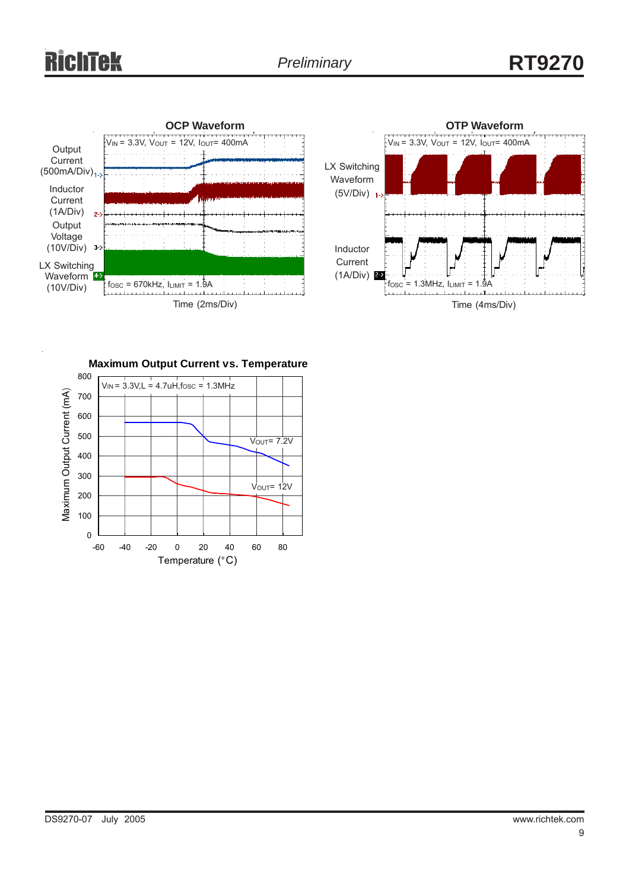**OCP Waveform**

$V_{IN}$ = 3.3V, $V_{OUT}$ = 12V, $I_{OUT}$= 400mA

Output Current (500mA/Div)

Inductor Current (1A/Div)

Output Voltage (10V/Div)

LX Switching Waveform (10V/Div)

$f_{OSC}$ = 670kHz, $I_{LIMIT}$ = 1.9A

Time (2ms/Div)

**OTP Waveform**

$V_{IN}$ = 3.3V, $V_{OUT}$ = 12V, $I_{OUT}$= 400mA

LX Switching Waveform (5V/Div)

Inductor Current (1A/Div)

$f_{OSC}$ = 1.3MHz, $I_{LIMIT}$ = 1.9A

Time (4ms/Div)

**Maximum Output Current vs. Temperature**

$V_{IN}$ = 3.3V,L = 4.7uH,$f_{OSC}$ = 1.3MHz

$V_{OUT}$= 7.2V

$V_{OUT}$= 12V

Maximum Output Current (mA)

Temperature (°C)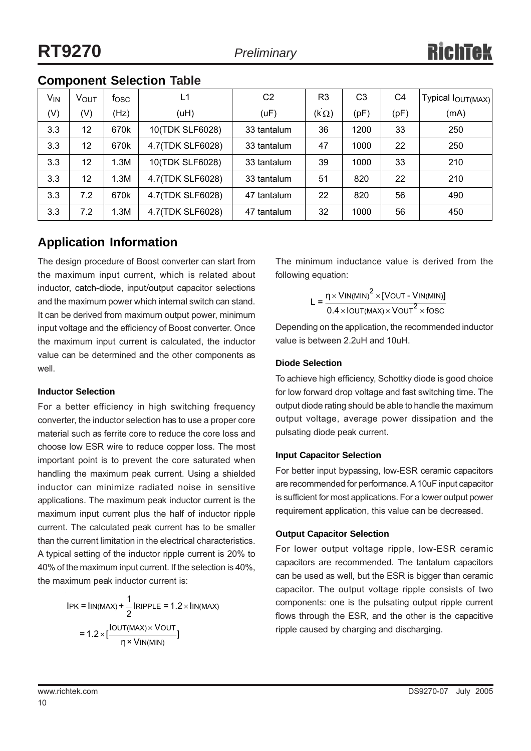## Component Selection Table

| $V_{IN}$ (V) | $V_{OUT}$ (V) | $f_{OSC}$ (Hz) | L1 (uH) | C2 (uF) | R3 (kΩ) | C3 (pF) | C4 (pF) | Typical $I_{OUT(MAX)}$ (mA) |
|---|---|---|---|---|---|---|---|---|
| 3.3 | 12 | 670k | 10(TDK SLF6028) | 33 tantalum | 36 | 1200 | 33 | 250 |
| 3.3 | 12 | 670k | 4.7(TDK SLF6028) | 33 tantalum | 47 | 1000 | 22 | 250 |
| 3.3 | 12 | 1.3M | 10(TDK SLF6028) | 33 tantalum | 39 | 1000 | 33 | 210 |
| 3.3 | 12 | 1.3M | 4.7(TDK SLF6028) | 33 tantalum | 51 | 820 | 22 | 210 |
| 3.3 | 7.2 | 670k | 4.7(TDK SLF6028) | 47 tantalum | 22 | 820 | 56 | 490 |
| 3.3 | 7.2 | 1.3M | 4.7(TDK SLF6028) | 47 tantalum | 32 | 1000 | 56 | 450 |

## Application Information

The design procedure of Boost converter can start from the maximum input current, which is related about inductor, catch-diode, input/output capacitor selections and the maximum power which internal switch can stand. It can be derived from maximum output power, minimum input voltage and the efficiency of Boost converter. Once the maximum input current is calculated, the inductor value can be determined and the other components as well.

#### Inductor Selection

For a better efficiency in high switching frequency converter, the inductor selection has to use a proper core material such as ferrite core to reduce the core loss and choose low ESR wire to reduce copper loss. The most important point is to prevent the core saturated when handling the maximum peak current. Using a shielded inductor can minimize radiated noise in sensitive applications. The maximum peak inductor current is the maximum input current plus the half of inductor ripple current. The calculated peak current has to be smaller than the current limitation in the electrical characteristics. A typical setting of the inductor ripple current is 20% to 40% of the maximum input current. If the selection is 40%, the maximum peak inductor current is:

$$I_{PK} = I_{IN(MAX)} + \frac{1}{2} I_{RIPPLE} = 1.2 \times I_{IN(MAX)}$$

$$= 1.2 \times \left[\frac{I_{OUT(MAX)} \times V_{OUT}}{\eta \times V_{IN(MIN)}}\right]$$

The minimum inductance value is derived from the following equation:

$$L = \frac{\eta \times V_{IN(MIN)}{}^2 \times [V_{OUT} - V_{IN(MIN)}]}{0.4 \times I_{OUT(MAX)} \times V_{OUT}{}^2 \times f_{OSC}}$$

Depending on the application, the recommended inductor value is between 2.2uH and 10uH.

#### Diode Selection

To achieve high efficiency, Schottky diode is good choice for low forward drop voltage and fast switching time. The output diode rating should be able to handle the maximum output voltage, average power dissipation and the pulsating diode peak current.

#### Input Capacitor Selection

For better input bypassing, low-ESR ceramic capacitors are recommended for performance. A 10uF input capacitor is sufficient for most applications. For a lower output power requirement application, this value can be decreased.

#### Output Capacitor Selection

For lower output voltage ripple, low-ESR ceramic capacitors are recommended. The tantalum capacitors can be used as well, but the ESR is bigger than ceramic capacitor. The output voltage ripple consists of two components: one is the pulsating output ripple current flows through the ESR, and the other is the capacitive ripple caused by charging and discharging.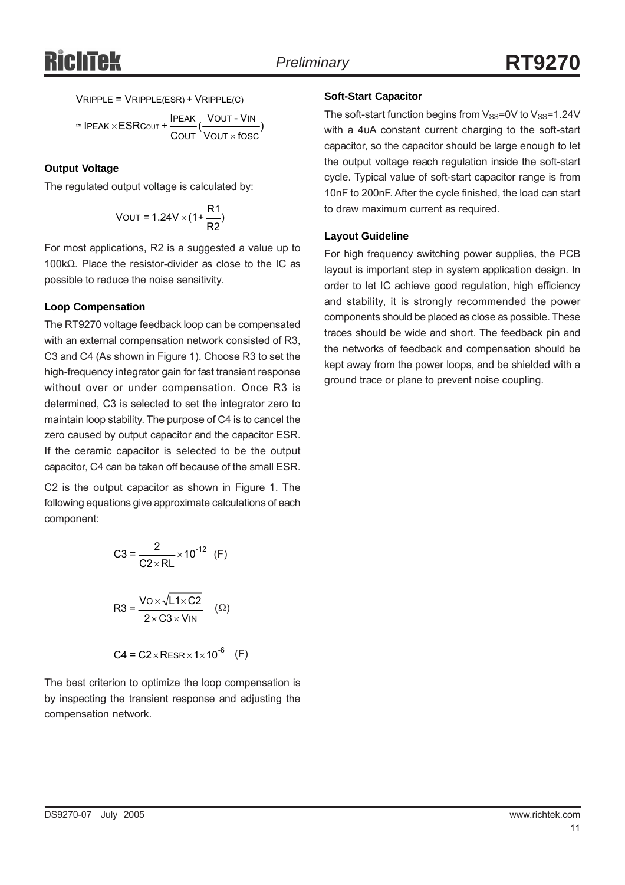$$V_{RIPPLE} = V_{RIPPLE(ESR)} + V_{RIPPLE(C)}$$

$$\cong I_{PEAK} \times ESR_{COUT} + \frac{I_{PEAK}}{C_{OUT}}\left(\frac{V_{OUT} - V_{IN}}{V_{OUT} \times f_{OSC}}\right)$$

#### Output Voltage

The regulated output voltage is calculated by:

$$V_{OUT} = 1.24V \times \left(1 + \frac{R1}{R2}\right)$$

For most applications, R2 is a suggested a value up to 100kΩ. Place the resistor-divider as close to the IC as possible to reduce the noise sensitivity.

#### Loop Compensation

The RT9270 voltage feedback loop can be compensated with an external compensation network consisted of R3, C3 and C4 (As shown in Figure 1). Choose R3 to set the high-frequency integrator gain for fast transient response without over or under compensation. Once R3 is determined, C3 is selected to set the integrator zero to maintain loop stability. The purpose of C4 is to cancel the zero caused by output capacitor and the capacitor ESR. If the ceramic capacitor is selected to be the output capacitor, C4 can be taken off because of the small ESR.

C2 is the output capacitor as shown in Figure 1. The following equations give approximate calculations of each component:

$$C3 = \frac{2}{C2 \times RL} \times 10^{-12} \quad (F)$$

$$R3 = \frac{V_O \times \sqrt{L1 \times C2}}{2 \times C3 \times V_{IN}} \quad (\Omega)$$

$$C4 = C2 \times R_{ESR} \times 1 \times 10^{-6} \quad (F)$$

The best criterion to optimize the loop compensation is by inspecting the transient response and adjusting the compensation network.

#### Soft-Start Capacitor

The soft-start function begins from $V_{SS}$=0V to $V_{SS}$=1.24V with a 4uA constant current charging to the soft-start capacitor, so the capacitor should be large enough to let the output voltage reach regulation inside the soft-start cycle. Typical value of soft-start capacitor range is from 10nF to 200nF. After the cycle finished, the load can start to draw maximum current as required.

#### Layout Guideline

For high frequency switching power supplies, the PCB layout is important step in system application design. In order to let IC achieve good regulation, high efficiency and stability, it is strongly recommended the power components should be placed as close as possible. These traces should be wide and short. The feedback pin and the networks of feedback and compensation should be kept away from the power loops, and be shielded with a ground trace or plane to prevent noise coupling.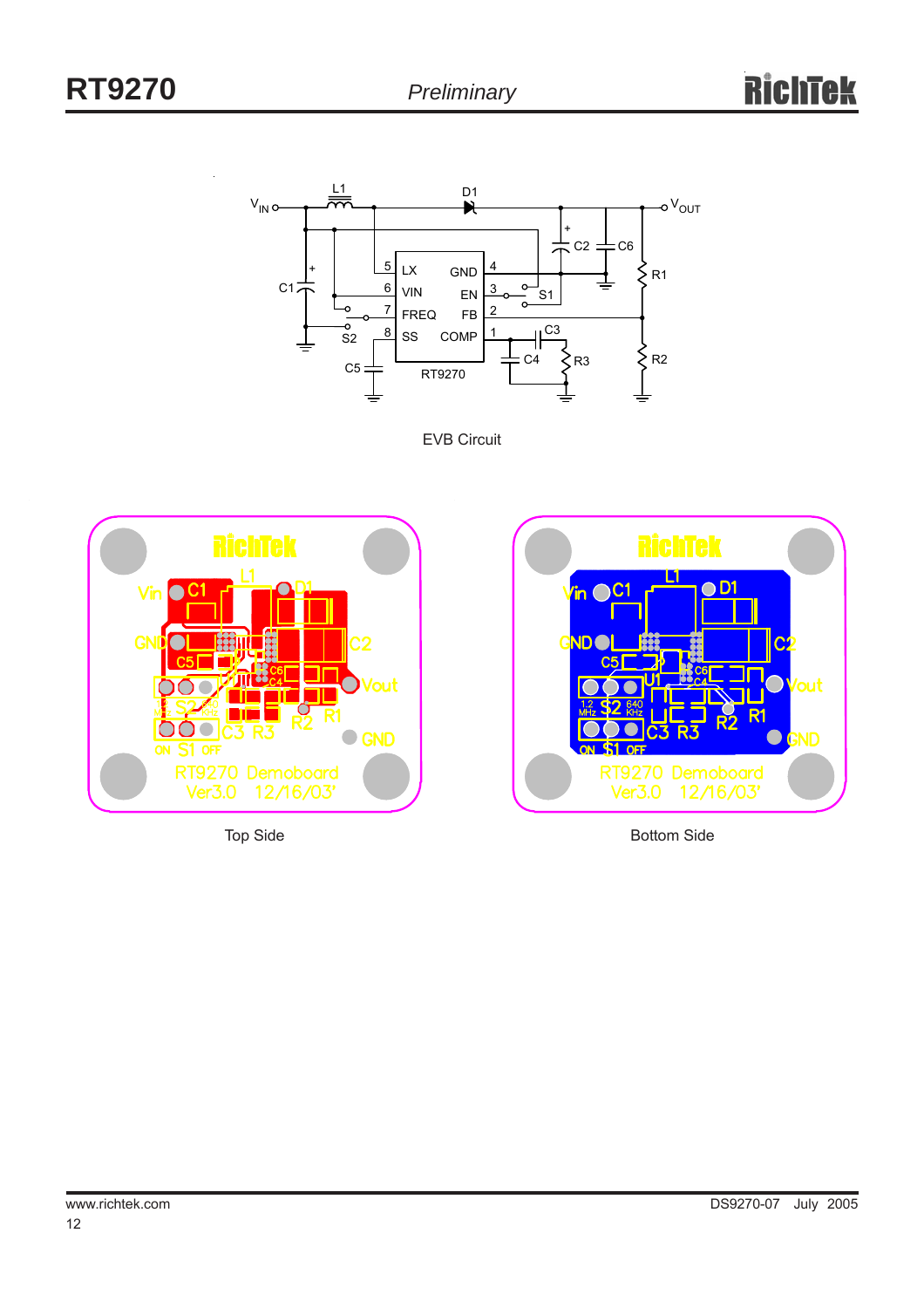EVB Circuit

Top Side

Bottom Side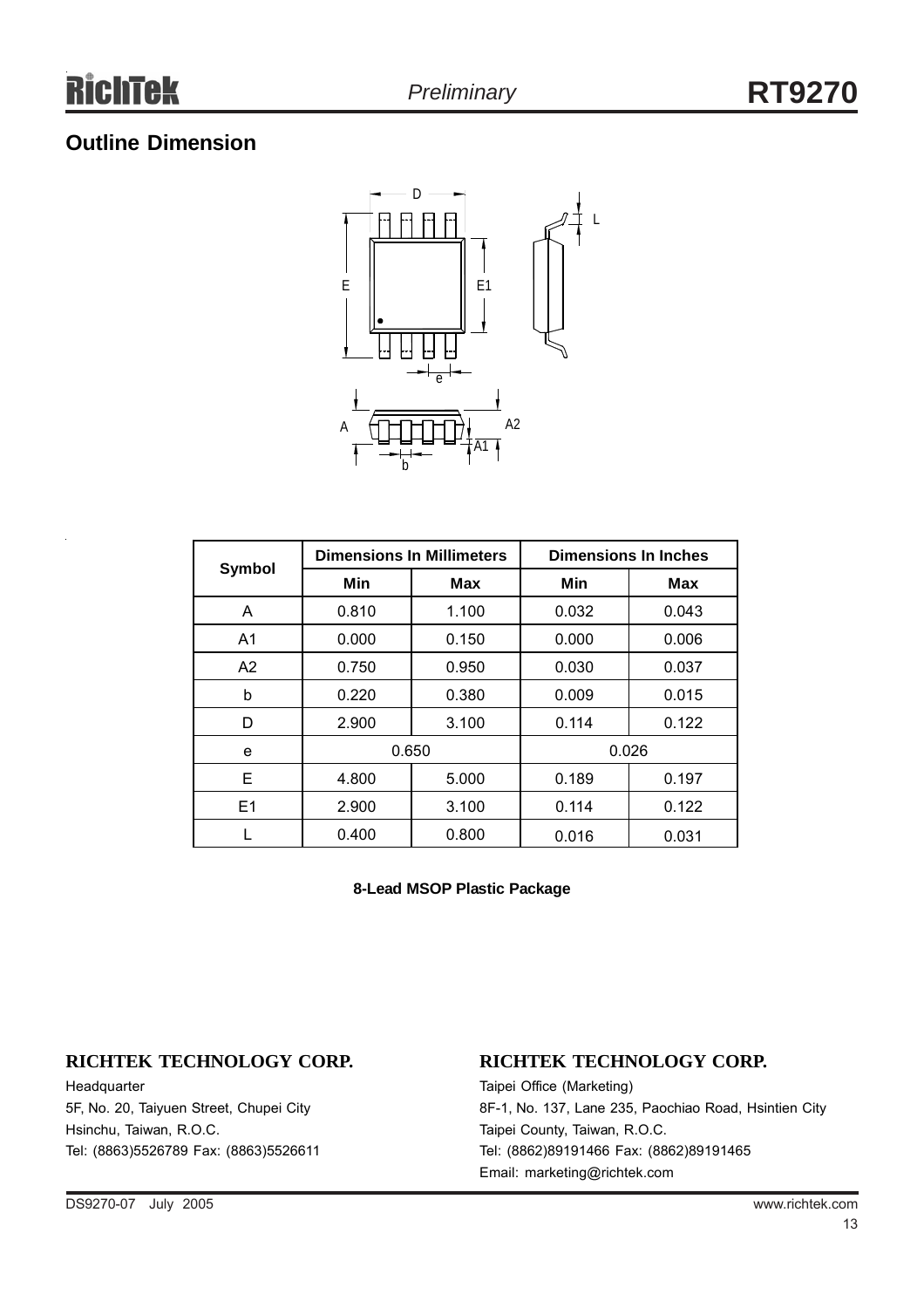## Outline Dimension

D

L

E

E1

e

A

A2

A1

b

| Symbol | Dimensions In Millimeters | | Dimensions In Inches | |
|---|---|---|---|---|
| | Min | Max | Min | Max |
| A | 0.810 | 1.100 | 0.032 | 0.043 |
| A1 | 0.000 | 0.150 | 0.000 | 0.006 |
| A2 | 0.750 | 0.950 | 0.030 | 0.037 |
| b | 0.220 | 0.380 | 0.009 | 0.015 |
| D | 2.900 | 3.100 | 0.114 | 0.122 |
| e | 0.650 | | 0.026 | |
| E | 4.800 | 5.000 | 0.189 | 0.197 |
| E1 | 2.900 | 3.100 | 0.114 | 0.122 |
| L | 0.400 | 0.800 | 0.016 | 0.031 |

**8-Lead MSOP Plastic Package**

**RICHTEK TECHNOLOGY CORP.**

Headquarter
5F, No. 20, Taiyuen Street, Chupei City
Hsinchu, Taiwan, R.O.C.
Tel: (8863)5526789 Fax: (8863)5526611

**RICHTEK TECHNOLOGY CORP.**

Taipei Office (Marketing)
8F-1, No. 137, Lane 235, Paochiao Road, Hsintien City
Taipei County, Taiwan, R.O.C.
Tel: (8862)89191466 Fax: (8862)89191465
Email: marketing@richtek.com